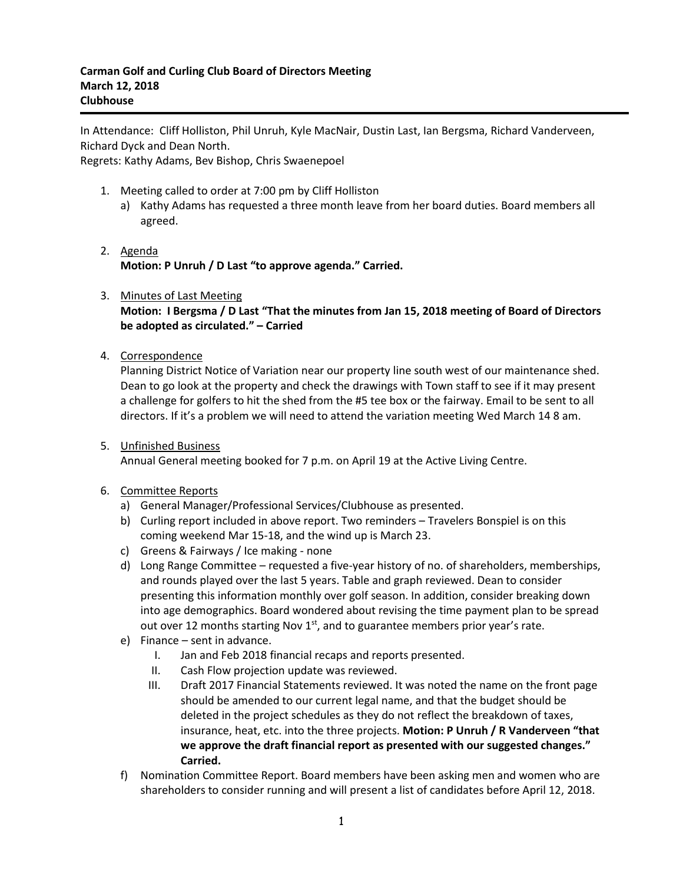**Carman Golf and Curling Club Board of Directors Meeting**
**March 12, 2018**
**Clubhouse**

---

In Attendance: Cliff Holliston, Phil Unruh, Kyle MacNair, Dustin Last, Ian Bergsma, Richard Vanderveen, Richard Dyck and Dean North.
Regrets: Kathy Adams, Bev Bishop, Chris Swaenepoel

1. Meeting called to order at 7:00 pm by Cliff Holliston
   a) Kathy Adams has requested a three month leave from her board duties. Board members all agreed.

2. <u>Agenda</u>
   **Motion: P Unruh / D Last "to approve agenda." Carried.**

3. <u>Minutes of Last Meeting</u>
   **Motion: I Bergsma / D Last "That the minutes from Jan 15, 2018 meeting of Board of Directors be adopted as circulated." – Carried**

4. <u>Correspondence</u>
   Planning District Notice of Variation near our property line south west of our maintenance shed. Dean to go look at the property and check the drawings with Town staff to see if it may present a challenge for golfers to hit the shed from the #5 tee box or the fairway. Email to be sent to all directors. If it's a problem we will need to attend the variation meeting Wed March 14 8 am.

5. <u>Unfinished Business</u>
   Annual General meeting booked for 7 p.m. on April 19 at the Active Living Centre.

6. <u>Committee Reports</u>
   a) General Manager/Professional Services/Clubhouse as presented.
   b) Curling report included in above report. Two reminders – Travelers Bonspiel is on this coming weekend Mar 15-18, and the wind up is March 23.
   c) Greens & Fairways / Ice making - none
   d) Long Range Committee – requested a five-year history of no. of shareholders, memberships, and rounds played over the last 5 years. Table and graph reviewed. Dean to consider presenting this information monthly over golf season. In addition, consider breaking down into age demographics. Board wondered about revising the time payment plan to be spread out over 12 months starting Nov 1st, and to guarantee members prior year's rate.
   e) Finance – sent in advance.
      I. Jan and Feb 2018 financial recaps and reports presented.
      II. Cash Flow projection update was reviewed.
      III. Draft 2017 Financial Statements reviewed. It was noted the name on the front page should be amended to our current legal name, and that the budget should be deleted in the project schedules as they do not reflect the breakdown of taxes, insurance, heat, etc. into the three projects. **Motion: P Unruh / R Vanderveen "that we approve the draft financial report as presented with our suggested changes." Carried.**
   f) Nomination Committee Report. Board members have been asking men and women who are shareholders to consider running and will present a list of candidates before April 12, 2018.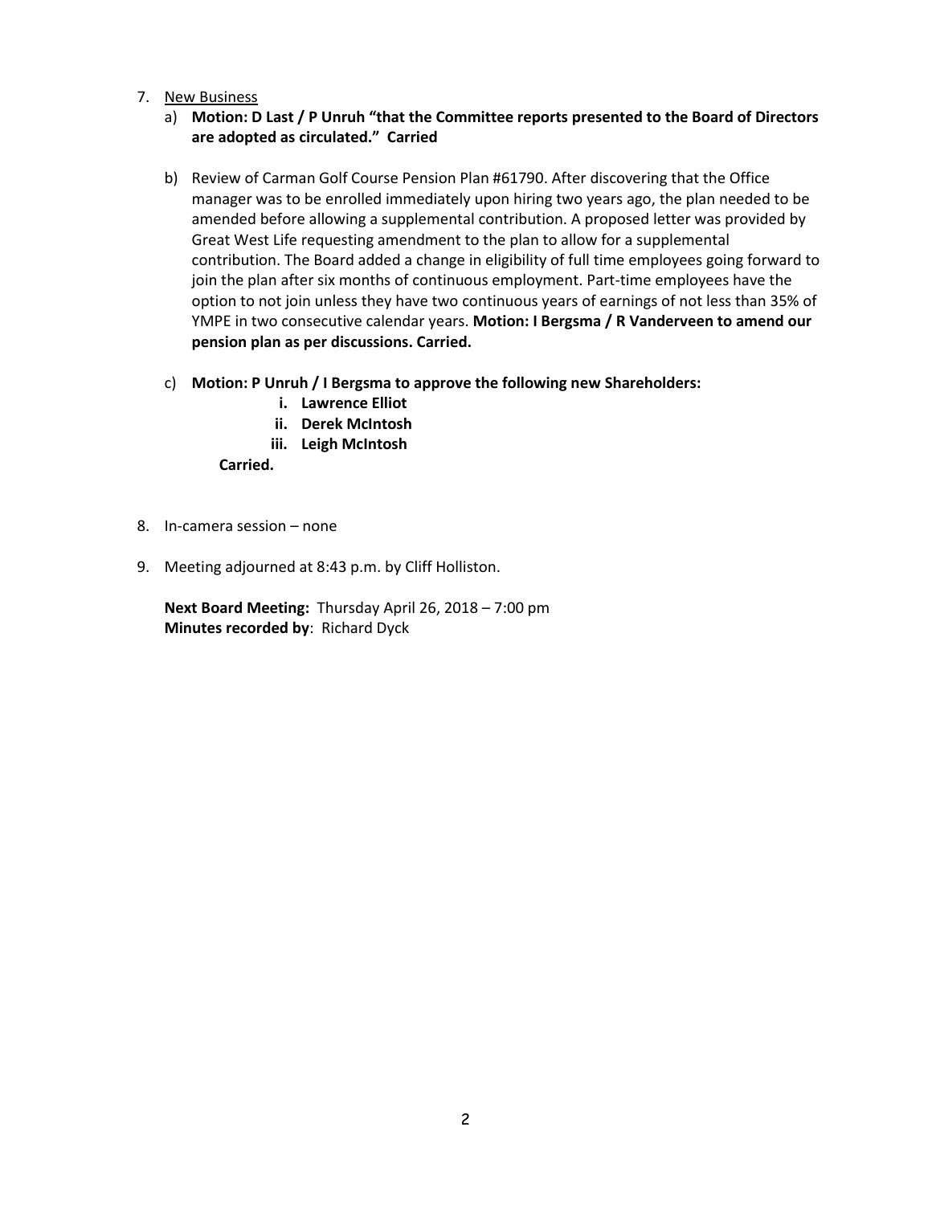7. <u>New Business</u>
   a) **Motion: D Last / P Unruh "that the Committee reports presented to the Board of Directors are adopted as circulated." Carried**

   b) Review of Carman Golf Course Pension Plan #61790. After discovering that the Office manager was to be enrolled immediately upon hiring two years ago, the plan needed to be amended before allowing a supplemental contribution. A proposed letter was provided by Great West Life requesting amendment to the plan to allow for a supplemental contribution. The Board added a change in eligibility of full time employees going forward to join the plan after six months of continuous employment. Part-time employees have the option to not join unless they have two continuous years of earnings of not less than 35% of YMPE in two consecutive calendar years. **Motion: I Bergsma / R Vanderveen to amend our pension plan as per discussions. Carried.**

   c) **Motion: P Unruh / I Bergsma to approve the following new Shareholders:**
      i. **Lawrence Elliot**
      ii. **Derek McIntosh**
      iii. **Leigh McIntosh**

      **Carried.**

8. In-camera session – none

9. Meeting adjourned at 8:43 p.m. by Cliff Holliston.

   **Next Board Meeting:** Thursday April 26, 2018 – 7:00 pm
   **Minutes recorded by**: Richard Dyck